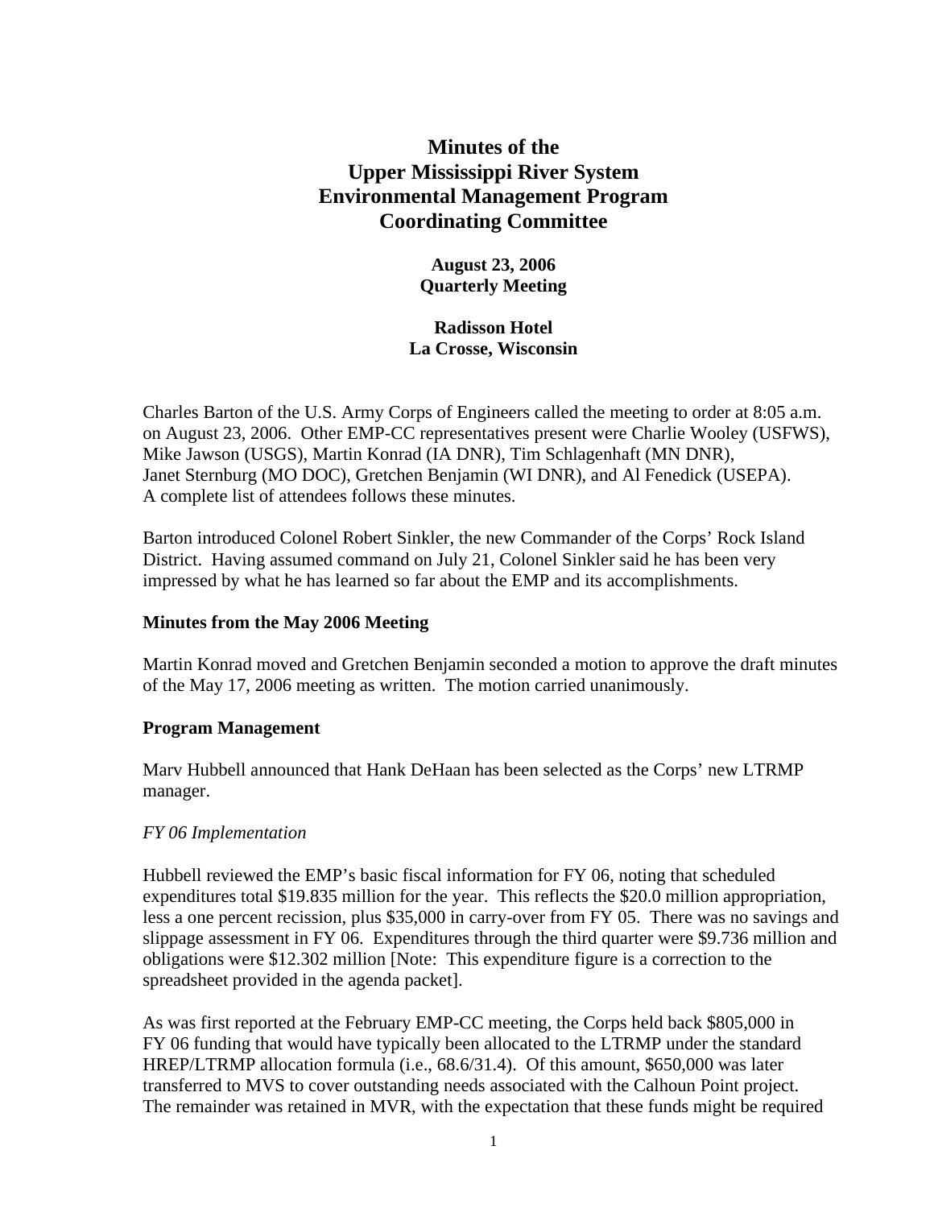# Minutes of the Upper Mississippi River System Environmental Management Program Coordinating Committee

**August 23, 2006**
**Quarterly Meeting**

**Radisson Hotel**
**La Crosse, Wisconsin**

Charles Barton of the U.S. Army Corps of Engineers called the meeting to order at 8:05 a.m. on August 23, 2006. Other EMP-CC representatives present were Charlie Wooley (USFWS), Mike Jawson (USGS), Martin Konrad (IA DNR), Tim Schlagenhaft (MN DNR), Janet Sternburg (MO DOC), Gretchen Benjamin (WI DNR), and Al Fenedick (USEPA). A complete list of attendees follows these minutes.

Barton introduced Colonel Robert Sinkler, the new Commander of the Corps' Rock Island District. Having assumed command on July 21, Colonel Sinkler said he has been very impressed by what he has learned so far about the EMP and its accomplishments.

## Minutes from the May 2006 Meeting

Martin Konrad moved and Gretchen Benjamin seconded a motion to approve the draft minutes of the May 17, 2006 meeting as written. The motion carried unanimously.

## Program Management

Marv Hubbell announced that Hank DeHaan has been selected as the Corps' new LTRMP manager.

### *FY 06 Implementation*

Hubbell reviewed the EMP's basic fiscal information for FY 06, noting that scheduled expenditures total $19.835 million for the year. This reflects the $20.0 million appropriation, less a one percent recission, plus $35,000 in carry-over from FY 05. There was no savings and slippage assessment in FY 06. Expenditures through the third quarter were $9.736 million and obligations were $12.302 million [Note: This expenditure figure is a correction to the spreadsheet provided in the agenda packet].

As was first reported at the February EMP-CC meeting, the Corps held back $805,000 in FY 06 funding that would have typically been allocated to the LTRMP under the standard HREP/LTRMP allocation formula (i.e., 68.6/31.4). Of this amount, $650,000 was later transferred to MVS to cover outstanding needs associated with the Calhoun Point project. The remainder was retained in MVR, with the expectation that these funds might be required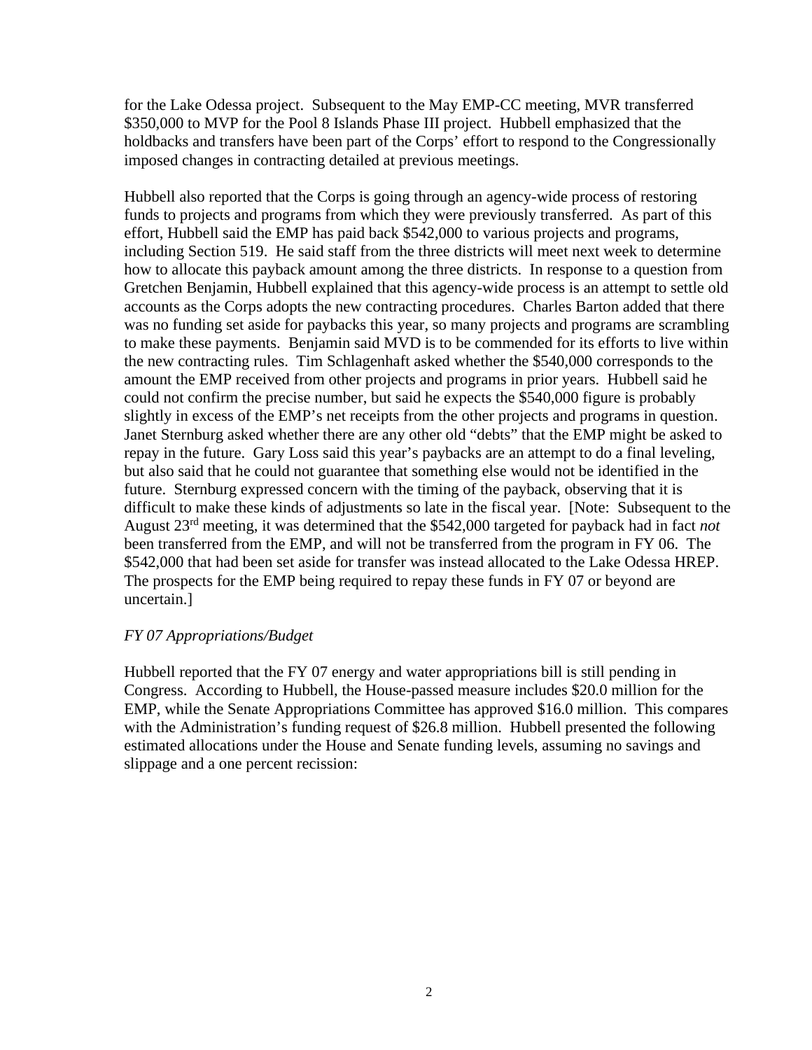for the Lake Odessa project. Subsequent to the May EMP-CC meeting, MVR transferred $350,000 to MVP for the Pool 8 Islands Phase III project. Hubbell emphasized that the holdbacks and transfers have been part of the Corps' effort to respond to the Congressionally imposed changes in contracting detailed at previous meetings.

Hubbell also reported that the Corps is going through an agency-wide process of restoring funds to projects and programs from which they were previously transferred. As part of this effort, Hubbell said the EMP has paid back $542,000 to various projects and programs, including Section 519. He said staff from the three districts will meet next week to determine how to allocate this payback amount among the three districts. In response to a question from Gretchen Benjamin, Hubbell explained that this agency-wide process is an attempt to settle old accounts as the Corps adopts the new contracting procedures. Charles Barton added that there was no funding set aside for paybacks this year, so many projects and programs are scrambling to make these payments. Benjamin said MVD is to be commended for its efforts to live within the new contracting rules. Tim Schlagenhaft asked whether the $540,000 corresponds to the amount the EMP received from other projects and programs in prior years. Hubbell said he could not confirm the precise number, but said he expects the $540,000 figure is probably slightly in excess of the EMP's net receipts from the other projects and programs in question. Janet Sternburg asked whether there are any other old "debts" that the EMP might be asked to repay in the future. Gary Loss said this year's paybacks are an attempt to do a final leveling, but also said that he could not guarantee that something else would not be identified in the future. Sternburg expressed concern with the timing of the payback, observing that it is difficult to make these kinds of adjustments so late in the fiscal year. [Note: Subsequent to the August 23rd meeting, it was determined that the $542,000 targeted for payback had in fact *not* been transferred from the EMP, and will not be transferred from the program in FY 06. The $542,000 that had been set aside for transfer was instead allocated to the Lake Odessa HREP. The prospects for the EMP being required to repay these funds in FY 07 or beyond are uncertain.]

*FY 07 Appropriations/Budget*

Hubbell reported that the FY 07 energy and water appropriations bill is still pending in Congress. According to Hubbell, the House-passed measure includes $20.0 million for the EMP, while the Senate Appropriations Committee has approved $16.0 million. This compares with the Administration's funding request of $26.8 million. Hubbell presented the following estimated allocations under the House and Senate funding levels, assuming no savings and slippage and a one percent recission: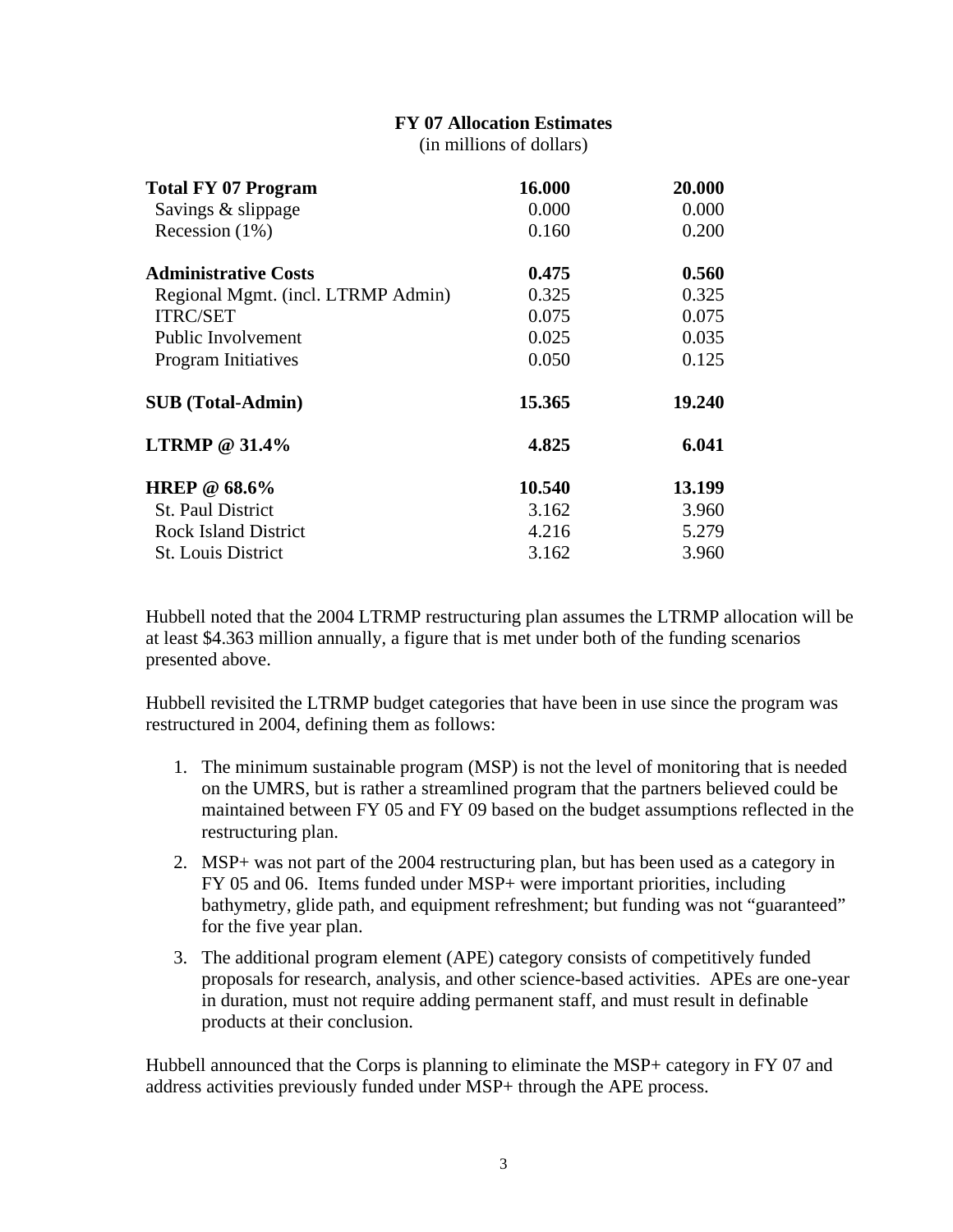**FY 07 Allocation Estimates**
(in millions of dollars)

| | | |
|---|---|---|
| **Total FY 07 Program** | **16.000** | **20.000** |
| Savings & slippage | 0.000 | 0.000 |
| Recession (1%) | 0.160 | 0.200 |
| **Administrative Costs** | **0.475** | **0.560** |
| Regional Mgmt. (incl. LTRMP Admin) | 0.325 | 0.325 |
| ITRC/SET | 0.075 | 0.075 |
| Public Involvement | 0.025 | 0.035 |
| Program Initiatives | 0.050 | 0.125 |
| **SUB (Total-Admin)** | **15.365** | **19.240** |
| **LTRMP @ 31.4%** | **4.825** | **6.041** |
| **HREP @ 68.6%** | **10.540** | **13.199** |
| St. Paul District | 3.162 | 3.960 |
| Rock Island District | 4.216 | 5.279 |
| St. Louis District | 3.162 | 3.960 |

Hubbell noted that the 2004 LTRMP restructuring plan assumes the LTRMP allocation will be at least $4.363 million annually, a figure that is met under both of the funding scenarios presented above.

Hubbell revisited the LTRMP budget categories that have been in use since the program was restructured in 2004, defining them as follows:

1. The minimum sustainable program (MSP) is not the level of monitoring that is needed on the UMRS, but is rather a streamlined program that the partners believed could be maintained between FY 05 and FY 09 based on the budget assumptions reflected in the restructuring plan.
2. MSP+ was not part of the 2004 restructuring plan, but has been used as a category in FY 05 and 06. Items funded under MSP+ were important priorities, including bathymetry, glide path, and equipment refreshment; but funding was not "guaranteed" for the five year plan.
3. The additional program element (APE) category consists of competitively funded proposals for research, analysis, and other science-based activities. APEs are one-year in duration, must not require adding permanent staff, and must result in definable products at their conclusion.

Hubbell announced that the Corps is planning to eliminate the MSP+ category in FY 07 and address activities previously funded under MSP+ through the APE process.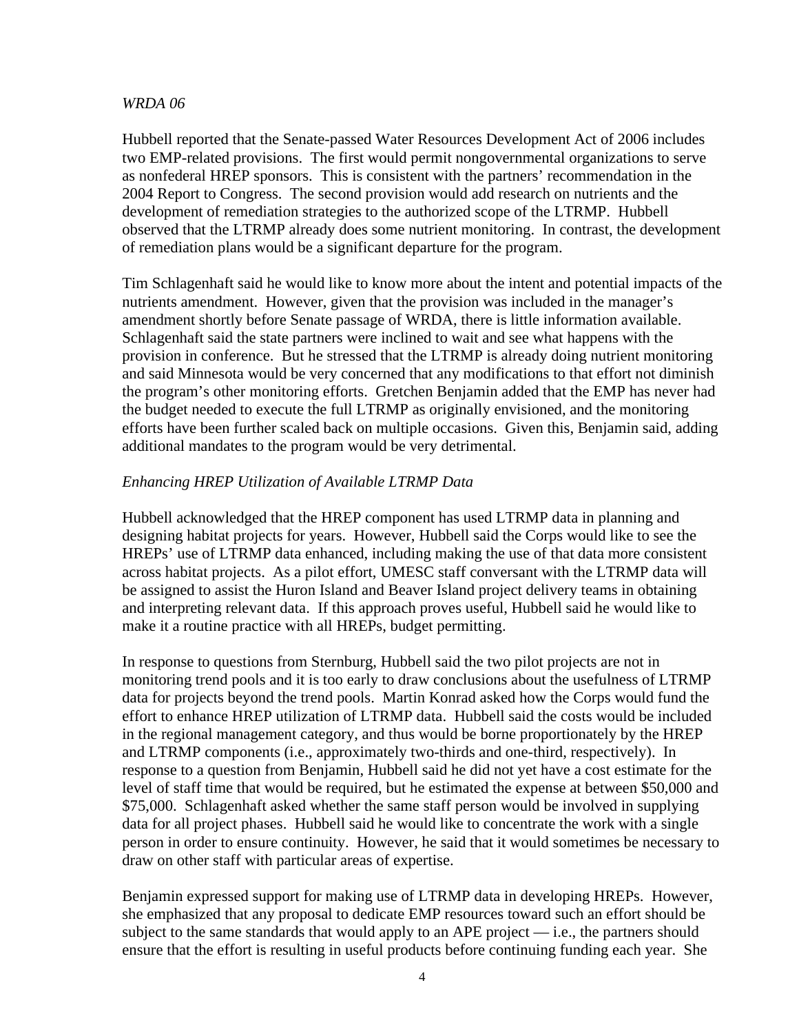*WRDA 06*

Hubbell reported that the Senate-passed Water Resources Development Act of 2006 includes two EMP-related provisions. The first would permit nongovernmental organizations to serve as nonfederal HREP sponsors. This is consistent with the partners' recommendation in the 2004 Report to Congress. The second provision would add research on nutrients and the development of remediation strategies to the authorized scope of the LTRMP. Hubbell observed that the LTRMP already does some nutrient monitoring. In contrast, the development of remediation plans would be a significant departure for the program.

Tim Schlagenhaft said he would like to know more about the intent and potential impacts of the nutrients amendment. However, given that the provision was included in the manager's amendment shortly before Senate passage of WRDA, there is little information available. Schlagenhaft said the state partners were inclined to wait and see what happens with the provision in conference. But he stressed that the LTRMP is already doing nutrient monitoring and said Minnesota would be very concerned that any modifications to that effort not diminish the program's other monitoring efforts. Gretchen Benjamin added that the EMP has never had the budget needed to execute the full LTRMP as originally envisioned, and the monitoring efforts have been further scaled back on multiple occasions. Given this, Benjamin said, adding additional mandates to the program would be very detrimental.

*Enhancing HREP Utilization of Available LTRMP Data*

Hubbell acknowledged that the HREP component has used LTRMP data in planning and designing habitat projects for years. However, Hubbell said the Corps would like to see the HREPs' use of LTRMP data enhanced, including making the use of that data more consistent across habitat projects. As a pilot effort, UMESC staff conversant with the LTRMP data will be assigned to assist the Huron Island and Beaver Island project delivery teams in obtaining and interpreting relevant data. If this approach proves useful, Hubbell said he would like to make it a routine practice with all HREPs, budget permitting.

In response to questions from Sternburg, Hubbell said the two pilot projects are not in monitoring trend pools and it is too early to draw conclusions about the usefulness of LTRMP data for projects beyond the trend pools. Martin Konrad asked how the Corps would fund the effort to enhance HREP utilization of LTRMP data. Hubbell said the costs would be included in the regional management category, and thus would be borne proportionately by the HREP and LTRMP components (i.e., approximately two-thirds and one-third, respectively). In response to a question from Benjamin, Hubbell said he did not yet have a cost estimate for the level of staff time that would be required, but he estimated the expense at between $50,000 and $75,000. Schlagenhaft asked whether the same staff person would be involved in supplying data for all project phases. Hubbell said he would like to concentrate the work with a single person in order to ensure continuity. However, he said that it would sometimes be necessary to draw on other staff with particular areas of expertise.

Benjamin expressed support for making use of LTRMP data in developing HREPs. However, she emphasized that any proposal to dedicate EMP resources toward such an effort should be subject to the same standards that would apply to an APE project — i.e., the partners should ensure that the effort is resulting in useful products before continuing funding each year. She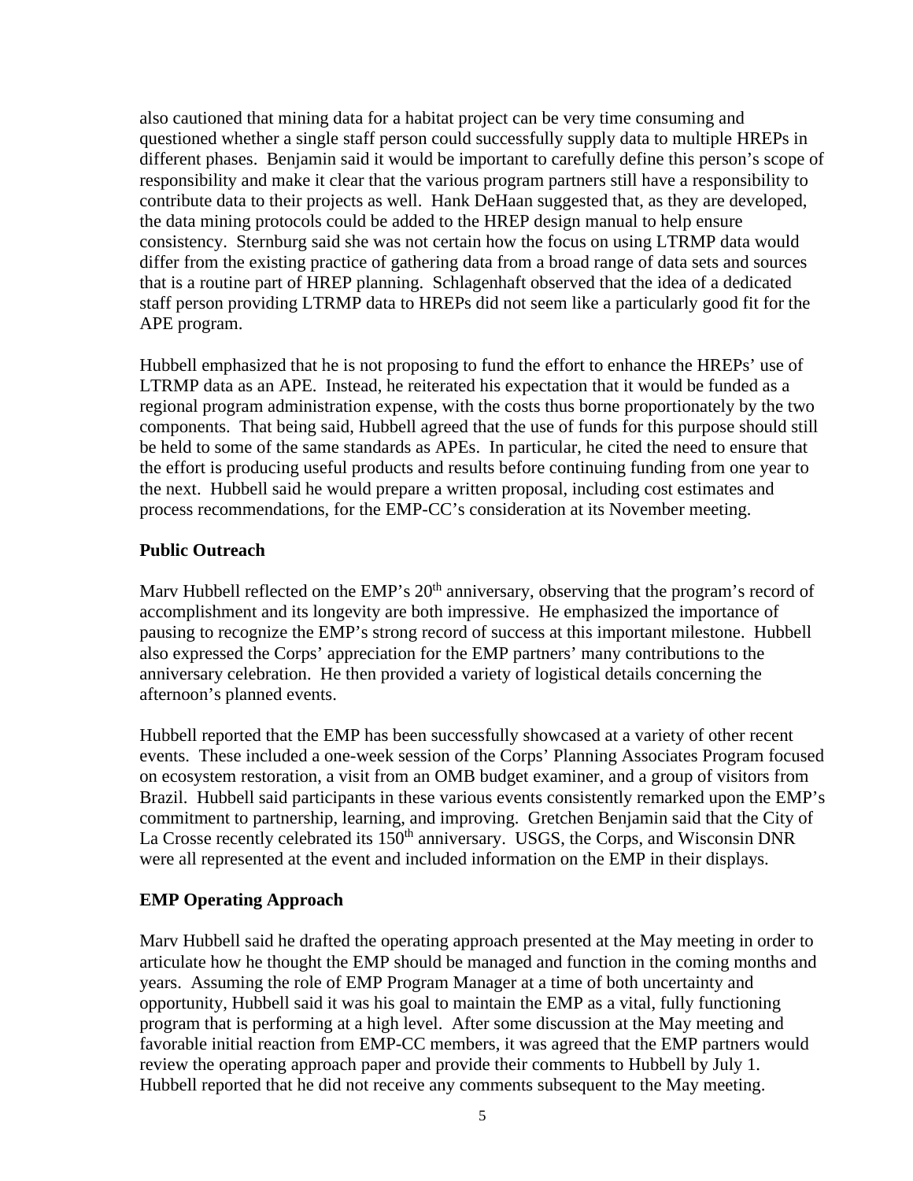also cautioned that mining data for a habitat project can be very time consuming and questioned whether a single staff person could successfully supply data to multiple HREPs in different phases. Benjamin said it would be important to carefully define this person's scope of responsibility and make it clear that the various program partners still have a responsibility to contribute data to their projects as well. Hank DeHaan suggested that, as they are developed, the data mining protocols could be added to the HREP design manual to help ensure consistency. Sternburg said she was not certain how the focus on using LTRMP data would differ from the existing practice of gathering data from a broad range of data sets and sources that is a routine part of HREP planning. Schlagenhaft observed that the idea of a dedicated staff person providing LTRMP data to HREPs did not seem like a particularly good fit for the APE program.

Hubbell emphasized that he is not proposing to fund the effort to enhance the HREPs' use of LTRMP data as an APE. Instead, he reiterated his expectation that it would be funded as a regional program administration expense, with the costs thus borne proportionately by the two components. That being said, Hubbell agreed that the use of funds for this purpose should still be held to some of the same standards as APEs. In particular, he cited the need to ensure that the effort is producing useful products and results before continuing funding from one year to the next. Hubbell said he would prepare a written proposal, including cost estimates and process recommendations, for the EMP-CC's consideration at its November meeting.

**Public Outreach**

Marv Hubbell reflected on the EMP's 20th anniversary, observing that the program's record of accomplishment and its longevity are both impressive. He emphasized the importance of pausing to recognize the EMP's strong record of success at this important milestone. Hubbell also expressed the Corps' appreciation for the EMP partners' many contributions to the anniversary celebration. He then provided a variety of logistical details concerning the afternoon's planned events.

Hubbell reported that the EMP has been successfully showcased at a variety of other recent events. These included a one-week session of the Corps' Planning Associates Program focused on ecosystem restoration, a visit from an OMB budget examiner, and a group of visitors from Brazil. Hubbell said participants in these various events consistently remarked upon the EMP's commitment to partnership, learning, and improving. Gretchen Benjamin said that the City of La Crosse recently celebrated its 150th anniversary. USGS, the Corps, and Wisconsin DNR were all represented at the event and included information on the EMP in their displays.

**EMP Operating Approach**

Marv Hubbell said he drafted the operating approach presented at the May meeting in order to articulate how he thought the EMP should be managed and function in the coming months and years. Assuming the role of EMP Program Manager at a time of both uncertainty and opportunity, Hubbell said it was his goal to maintain the EMP as a vital, fully functioning program that is performing at a high level. After some discussion at the May meeting and favorable initial reaction from EMP-CC members, it was agreed that the EMP partners would review the operating approach paper and provide their comments to Hubbell by July 1. Hubbell reported that he did not receive any comments subsequent to the May meeting.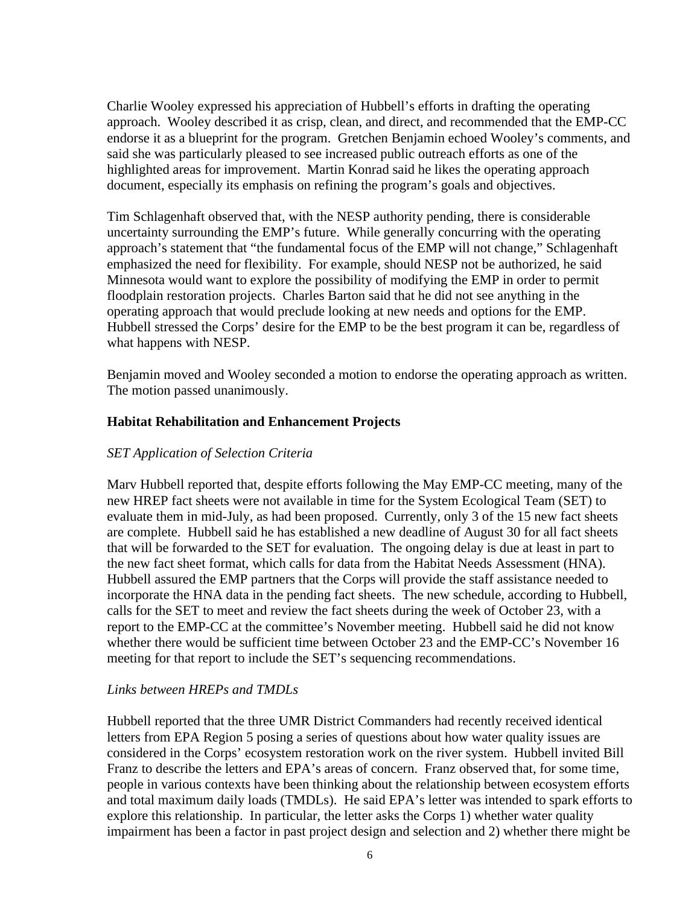Charlie Wooley expressed his appreciation of Hubbell's efforts in drafting the operating approach. Wooley described it as crisp, clean, and direct, and recommended that the EMP-CC endorse it as a blueprint for the program. Gretchen Benjamin echoed Wooley's comments, and said she was particularly pleased to see increased public outreach efforts as one of the highlighted areas for improvement. Martin Konrad said he likes the operating approach document, especially its emphasis on refining the program's goals and objectives.

Tim Schlagenhaft observed that, with the NESP authority pending, there is considerable uncertainty surrounding the EMP's future. While generally concurring with the operating approach's statement that "the fundamental focus of the EMP will not change," Schlagenhaft emphasized the need for flexibility. For example, should NESP not be authorized, he said Minnesota would want to explore the possibility of modifying the EMP in order to permit floodplain restoration projects. Charles Barton said that he did not see anything in the operating approach that would preclude looking at new needs and options for the EMP. Hubbell stressed the Corps' desire for the EMP to be the best program it can be, regardless of what happens with NESP.

Benjamin moved and Wooley seconded a motion to endorse the operating approach as written. The motion passed unanimously.

## Habitat Rehabilitation and Enhancement Projects

### *SET Application of Selection Criteria*

Marv Hubbell reported that, despite efforts following the May EMP-CC meeting, many of the new HREP fact sheets were not available in time for the System Ecological Team (SET) to evaluate them in mid-July, as had been proposed. Currently, only 3 of the 15 new fact sheets are complete. Hubbell said he has established a new deadline of August 30 for all fact sheets that will be forwarded to the SET for evaluation. The ongoing delay is due at least in part to the new fact sheet format, which calls for data from the Habitat Needs Assessment (HNA). Hubbell assured the EMP partners that the Corps will provide the staff assistance needed to incorporate the HNA data in the pending fact sheets. The new schedule, according to Hubbell, calls for the SET to meet and review the fact sheets during the week of October 23, with a report to the EMP-CC at the committee's November meeting. Hubbell said he did not know whether there would be sufficient time between October 23 and the EMP-CC's November 16 meeting for that report to include the SET's sequencing recommendations.

### *Links between HREPs and TMDLs*

Hubbell reported that the three UMR District Commanders had recently received identical letters from EPA Region 5 posing a series of questions about how water quality issues are considered in the Corps' ecosystem restoration work on the river system. Hubbell invited Bill Franz to describe the letters and EPA's areas of concern. Franz observed that, for some time, people in various contexts have been thinking about the relationship between ecosystem efforts and total maximum daily loads (TMDLs). He said EPA's letter was intended to spark efforts to explore this relationship. In particular, the letter asks the Corps 1) whether water quality impairment has been a factor in past project design and selection and 2) whether there might be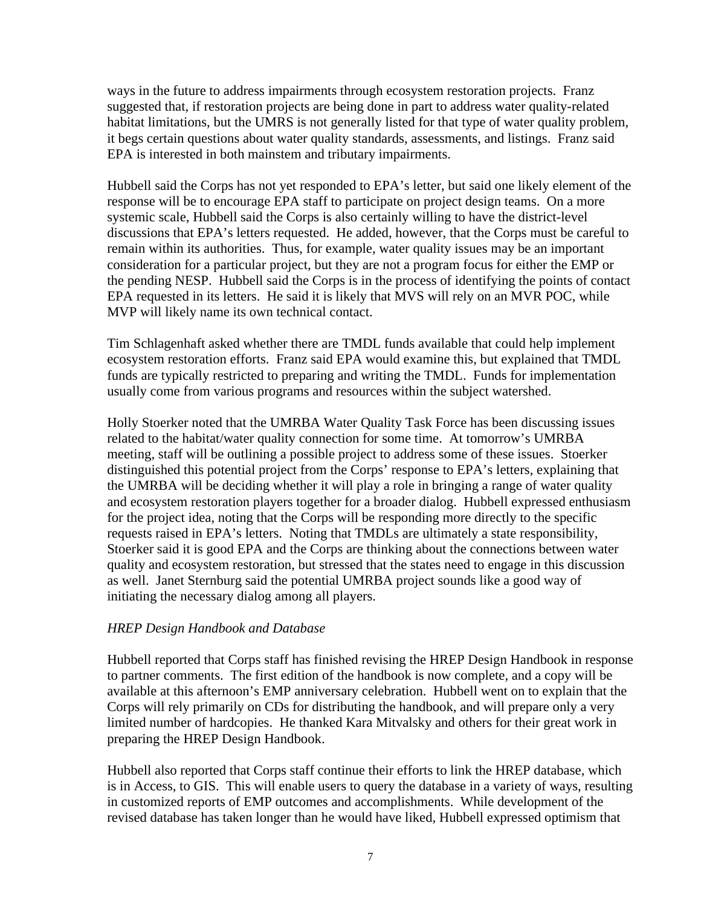ways in the future to address impairments through ecosystem restoration projects. Franz suggested that, if restoration projects are being done in part to address water quality-related habitat limitations, but the UMRS is not generally listed for that type of water quality problem, it begs certain questions about water quality standards, assessments, and listings. Franz said EPA is interested in both mainstem and tributary impairments.

Hubbell said the Corps has not yet responded to EPA's letter, but said one likely element of the response will be to encourage EPA staff to participate on project design teams. On a more systemic scale, Hubbell said the Corps is also certainly willing to have the district-level discussions that EPA's letters requested. He added, however, that the Corps must be careful to remain within its authorities. Thus, for example, water quality issues may be an important consideration for a particular project, but they are not a program focus for either the EMP or the pending NESP. Hubbell said the Corps is in the process of identifying the points of contact EPA requested in its letters. He said it is likely that MVS will rely on an MVR POC, while MVP will likely name its own technical contact.

Tim Schlagenhaft asked whether there are TMDL funds available that could help implement ecosystem restoration efforts. Franz said EPA would examine this, but explained that TMDL funds are typically restricted to preparing and writing the TMDL. Funds for implementation usually come from various programs and resources within the subject watershed.

Holly Stoerker noted that the UMRBA Water Quality Task Force has been discussing issues related to the habitat/water quality connection for some time. At tomorrow's UMRBA meeting, staff will be outlining a possible project to address some of these issues. Stoerker distinguished this potential project from the Corps' response to EPA's letters, explaining that the UMRBA will be deciding whether it will play a role in bringing a range of water quality and ecosystem restoration players together for a broader dialog. Hubbell expressed enthusiasm for the project idea, noting that the Corps will be responding more directly to the specific requests raised in EPA's letters. Noting that TMDLs are ultimately a state responsibility, Stoerker said it is good EPA and the Corps are thinking about the connections between water quality and ecosystem restoration, but stressed that the states need to engage in this discussion as well. Janet Sternburg said the potential UMRBA project sounds like a good way of initiating the necessary dialog among all players.

*HREP Design Handbook and Database*

Hubbell reported that Corps staff has finished revising the HREP Design Handbook in response to partner comments. The first edition of the handbook is now complete, and a copy will be available at this afternoon's EMP anniversary celebration. Hubbell went on to explain that the Corps will rely primarily on CDs for distributing the handbook, and will prepare only a very limited number of hardcopies. He thanked Kara Mitvalsky and others for their great work in preparing the HREP Design Handbook.

Hubbell also reported that Corps staff continue their efforts to link the HREP database, which is in Access, to GIS. This will enable users to query the database in a variety of ways, resulting in customized reports of EMP outcomes and accomplishments. While development of the revised database has taken longer than he would have liked, Hubbell expressed optimism that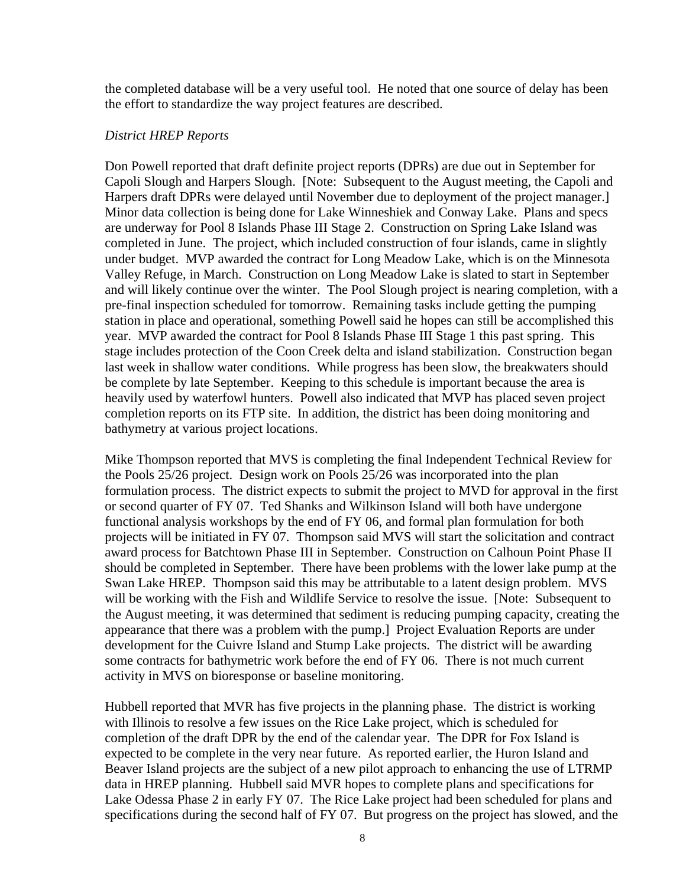the completed database will be a very useful tool. He noted that one source of delay has been the effort to standardize the way project features are described.

*District HREP Reports*

Don Powell reported that draft definite project reports (DPRs) are due out in September for Capoli Slough and Harpers Slough. [Note: Subsequent to the August meeting, the Capoli and Harpers draft DPRs were delayed until November due to deployment of the project manager.] Minor data collection is being done for Lake Winneshiek and Conway Lake. Plans and specs are underway for Pool 8 Islands Phase III Stage 2. Construction on Spring Lake Island was completed in June. The project, which included construction of four islands, came in slightly under budget. MVP awarded the contract for Long Meadow Lake, which is on the Minnesota Valley Refuge, in March. Construction on Long Meadow Lake is slated to start in September and will likely continue over the winter. The Pool Slough project is nearing completion, with a pre-final inspection scheduled for tomorrow. Remaining tasks include getting the pumping station in place and operational, something Powell said he hopes can still be accomplished this year. MVP awarded the contract for Pool 8 Islands Phase III Stage 1 this past spring. This stage includes protection of the Coon Creek delta and island stabilization. Construction began last week in shallow water conditions. While progress has been slow, the breakwaters should be complete by late September. Keeping to this schedule is important because the area is heavily used by waterfowl hunters. Powell also indicated that MVP has placed seven project completion reports on its FTP site. In addition, the district has been doing monitoring and bathymetry at various project locations.

Mike Thompson reported that MVS is completing the final Independent Technical Review for the Pools 25/26 project. Design work on Pools 25/26 was incorporated into the plan formulation process. The district expects to submit the project to MVD for approval in the first or second quarter of FY 07. Ted Shanks and Wilkinson Island will both have undergone functional analysis workshops by the end of FY 06, and formal plan formulation for both projects will be initiated in FY 07. Thompson said MVS will start the solicitation and contract award process for Batchtown Phase III in September. Construction on Calhoun Point Phase II should be completed in September. There have been problems with the lower lake pump at the Swan Lake HREP. Thompson said this may be attributable to a latent design problem. MVS will be working with the Fish and Wildlife Service to resolve the issue. [Note: Subsequent to the August meeting, it was determined that sediment is reducing pumping capacity, creating the appearance that there was a problem with the pump.] Project Evaluation Reports are under development for the Cuivre Island and Stump Lake projects. The district will be awarding some contracts for bathymetric work before the end of FY 06. There is not much current activity in MVS on bioresponse or baseline monitoring.

Hubbell reported that MVR has five projects in the planning phase. The district is working with Illinois to resolve a few issues on the Rice Lake project, which is scheduled for completion of the draft DPR by the end of the calendar year. The DPR for Fox Island is expected to be complete in the very near future. As reported earlier, the Huron Island and Beaver Island projects are the subject of a new pilot approach to enhancing the use of LTRMP data in HREP planning. Hubbell said MVR hopes to complete plans and specifications for Lake Odessa Phase 2 in early FY 07. The Rice Lake project had been scheduled for plans and specifications during the second half of FY 07. But progress on the project has slowed, and the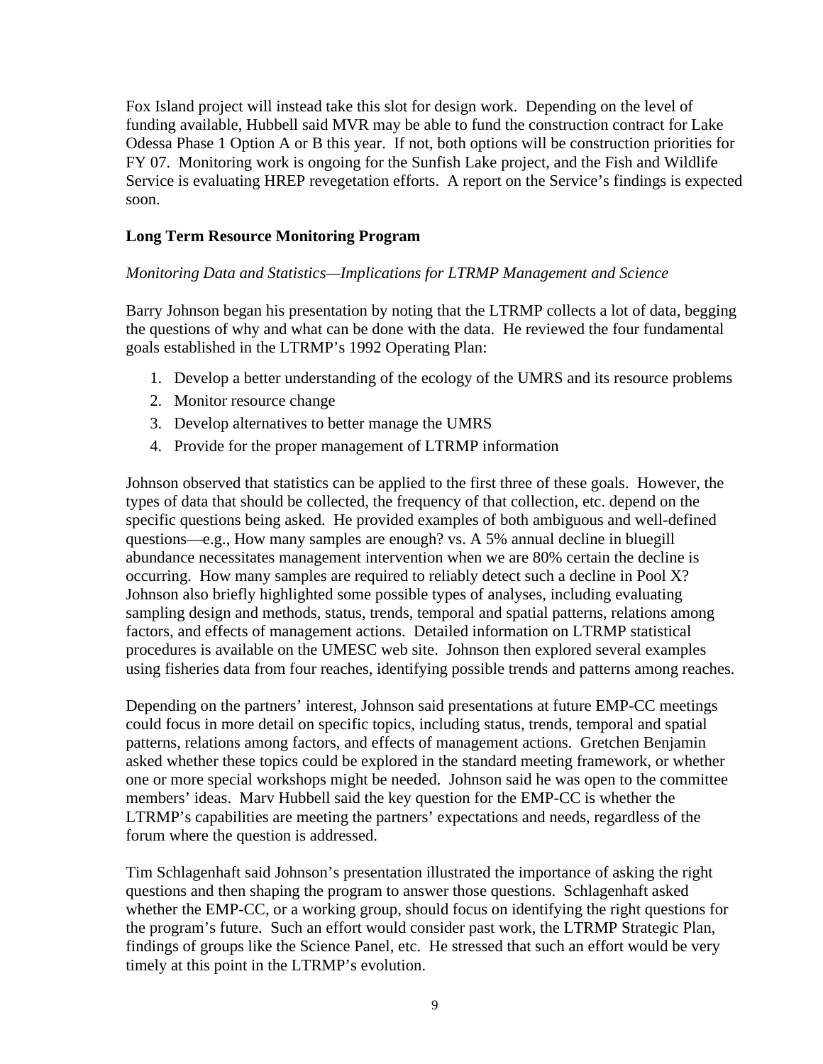Fox Island project will instead take this slot for design work. Depending on the level of funding available, Hubbell said MVR may be able to fund the construction contract for Lake Odessa Phase 1 Option A or B this year. If not, both options will be construction priorities for FY 07. Monitoring work is ongoing for the Sunfish Lake project, and the Fish and Wildlife Service is evaluating HREP revegetation efforts. A report on the Service's findings is expected soon.

**Long Term Resource Monitoring Program**

*Monitoring Data and Statistics—Implications for LTRMP Management and Science*

Barry Johnson began his presentation by noting that the LTRMP collects a lot of data, begging the questions of why and what can be done with the data. He reviewed the four fundamental goals established in the LTRMP's 1992 Operating Plan:

1. Develop a better understanding of the ecology of the UMRS and its resource problems
2. Monitor resource change
3. Develop alternatives to better manage the UMRS
4. Provide for the proper management of LTRMP information

Johnson observed that statistics can be applied to the first three of these goals. However, the types of data that should be collected, the frequency of that collection, etc. depend on the specific questions being asked. He provided examples of both ambiguous and well-defined questions—e.g., How many samples are enough? vs. A 5% annual decline in bluegill abundance necessitates management intervention when we are 80% certain the decline is occurring. How many samples are required to reliably detect such a decline in Pool X? Johnson also briefly highlighted some possible types of analyses, including evaluating sampling design and methods, status, trends, temporal and spatial patterns, relations among factors, and effects of management actions. Detailed information on LTRMP statistical procedures is available on the UMESC web site. Johnson then explored several examples using fisheries data from four reaches, identifying possible trends and patterns among reaches.

Depending on the partners' interest, Johnson said presentations at future EMP-CC meetings could focus in more detail on specific topics, including status, trends, temporal and spatial patterns, relations among factors, and effects of management actions. Gretchen Benjamin asked whether these topics could be explored in the standard meeting framework, or whether one or more special workshops might be needed. Johnson said he was open to the committee members' ideas. Marv Hubbell said the key question for the EMP-CC is whether the LTRMP's capabilities are meeting the partners' expectations and needs, regardless of the forum where the question is addressed.

Tim Schlagenhaft said Johnson's presentation illustrated the importance of asking the right questions and then shaping the program to answer those questions. Schlagenhaft asked whether the EMP-CC, or a working group, should focus on identifying the right questions for the program's future. Such an effort would consider past work, the LTRMP Strategic Plan, findings of groups like the Science Panel, etc. He stressed that such an effort would be very timely at this point in the LTRMP's evolution.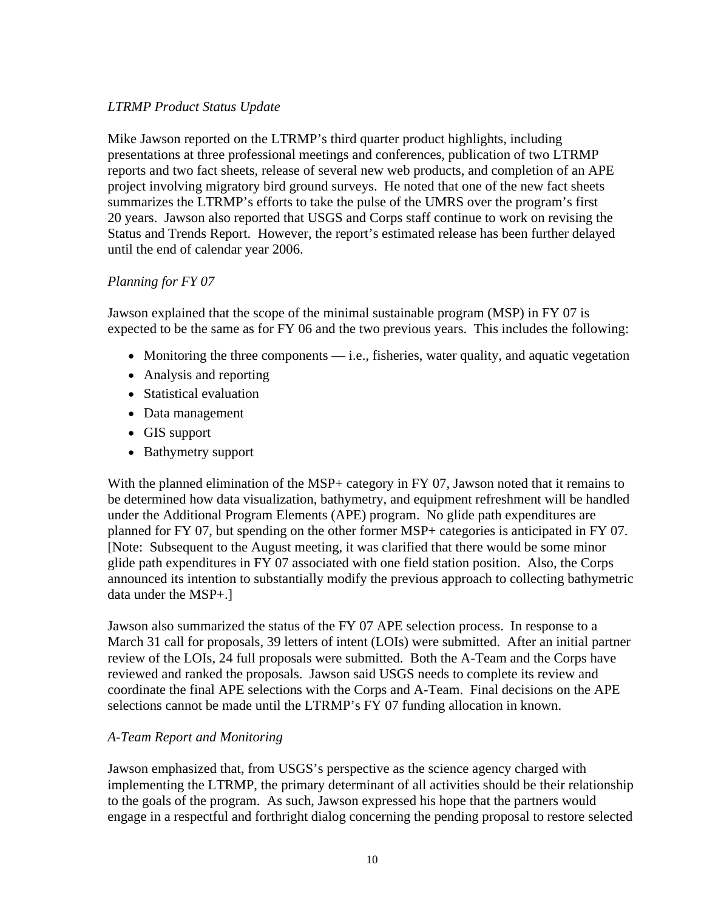*LTRMP Product Status Update*

Mike Jawson reported on the LTRMP's third quarter product highlights, including presentations at three professional meetings and conferences, publication of two LTRMP reports and two fact sheets, release of several new web products, and completion of an APE project involving migratory bird ground surveys. He noted that one of the new fact sheets summarizes the LTRMP's efforts to take the pulse of the UMRS over the program's first 20 years. Jawson also reported that USGS and Corps staff continue to work on revising the Status and Trends Report. However, the report's estimated release has been further delayed until the end of calendar year 2006.

*Planning for FY 07*

Jawson explained that the scope of the minimal sustainable program (MSP) in FY 07 is expected to be the same as for FY 06 and the two previous years. This includes the following:

- Monitoring the three components — i.e., fisheries, water quality, and aquatic vegetation
- Analysis and reporting
- Statistical evaluation
- Data management
- GIS support
- Bathymetry support

With the planned elimination of the MSP+ category in FY 07, Jawson noted that it remains to be determined how data visualization, bathymetry, and equipment refreshment will be handled under the Additional Program Elements (APE) program. No glide path expenditures are planned for FY 07, but spending on the other former MSP+ categories is anticipated in FY 07. [Note: Subsequent to the August meeting, it was clarified that there would be some minor glide path expenditures in FY 07 associated with one field station position. Also, the Corps announced its intention to substantially modify the previous approach to collecting bathymetric data under the MSP+.]

Jawson also summarized the status of the FY 07 APE selection process. In response to a March 31 call for proposals, 39 letters of intent (LOIs) were submitted. After an initial partner review of the LOIs, 24 full proposals were submitted. Both the A-Team and the Corps have reviewed and ranked the proposals. Jawson said USGS needs to complete its review and coordinate the final APE selections with the Corps and A-Team. Final decisions on the APE selections cannot be made until the LTRMP's FY 07 funding allocation in known.

*A-Team Report and Monitoring*

Jawson emphasized that, from USGS's perspective as the science agency charged with implementing the LTRMP, the primary determinant of all activities should be their relationship to the goals of the program. As such, Jawson expressed his hope that the partners would engage in a respectful and forthright dialog concerning the pending proposal to restore selected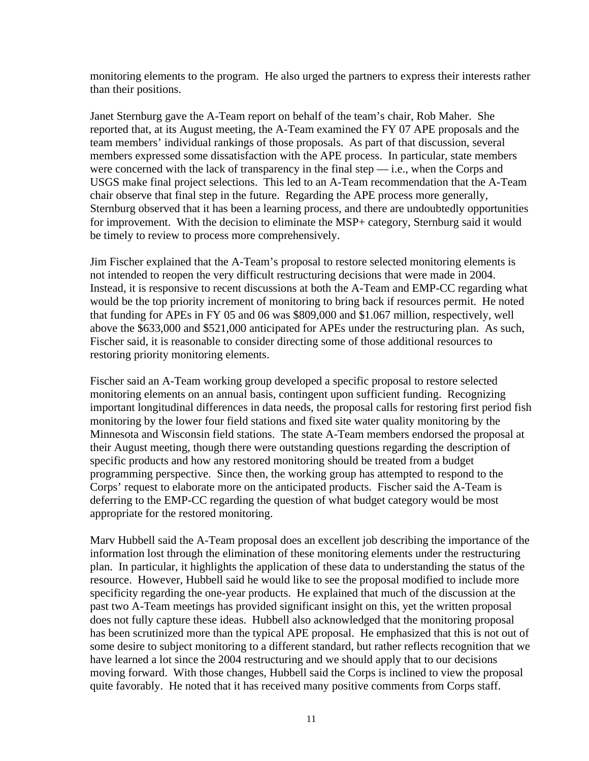monitoring elements to the program. He also urged the partners to express their interests rather than their positions.

Janet Sternburg gave the A-Team report on behalf of the team's chair, Rob Maher. She reported that, at its August meeting, the A-Team examined the FY 07 APE proposals and the team members' individual rankings of those proposals. As part of that discussion, several members expressed some dissatisfaction with the APE process. In particular, state members were concerned with the lack of transparency in the final step — i.e., when the Corps and USGS make final project selections. This led to an A-Team recommendation that the A-Team chair observe that final step in the future. Regarding the APE process more generally, Sternburg observed that it has been a learning process, and there are undoubtedly opportunities for improvement. With the decision to eliminate the MSP+ category, Sternburg said it would be timely to review to process more comprehensively.

Jim Fischer explained that the A-Team's proposal to restore selected monitoring elements is not intended to reopen the very difficult restructuring decisions that were made in 2004. Instead, it is responsive to recent discussions at both the A-Team and EMP-CC regarding what would be the top priority increment of monitoring to bring back if resources permit. He noted that funding for APEs in FY 05 and 06 was $809,000 and $1.067 million, respectively, well above the $633,000 and $521,000 anticipated for APEs under the restructuring plan. As such, Fischer said, it is reasonable to consider directing some of those additional resources to restoring priority monitoring elements.

Fischer said an A-Team working group developed a specific proposal to restore selected monitoring elements on an annual basis, contingent upon sufficient funding. Recognizing important longitudinal differences in data needs, the proposal calls for restoring first period fish monitoring by the lower four field stations and fixed site water quality monitoring by the Minnesota and Wisconsin field stations. The state A-Team members endorsed the proposal at their August meeting, though there were outstanding questions regarding the description of specific products and how any restored monitoring should be treated from a budget programming perspective. Since then, the working group has attempted to respond to the Corps' request to elaborate more on the anticipated products. Fischer said the A-Team is deferring to the EMP-CC regarding the question of what budget category would be most appropriate for the restored monitoring.

Marv Hubbell said the A-Team proposal does an excellent job describing the importance of the information lost through the elimination of these monitoring elements under the restructuring plan. In particular, it highlights the application of these data to understanding the status of the resource. However, Hubbell said he would like to see the proposal modified to include more specificity regarding the one-year products. He explained that much of the discussion at the past two A-Team meetings has provided significant insight on this, yet the written proposal does not fully capture these ideas. Hubbell also acknowledged that the monitoring proposal has been scrutinized more than the typical APE proposal. He emphasized that this is not out of some desire to subject monitoring to a different standard, but rather reflects recognition that we have learned a lot since the 2004 restructuring and we should apply that to our decisions moving forward. With those changes, Hubbell said the Corps is inclined to view the proposal quite favorably. He noted that it has received many positive comments from Corps staff.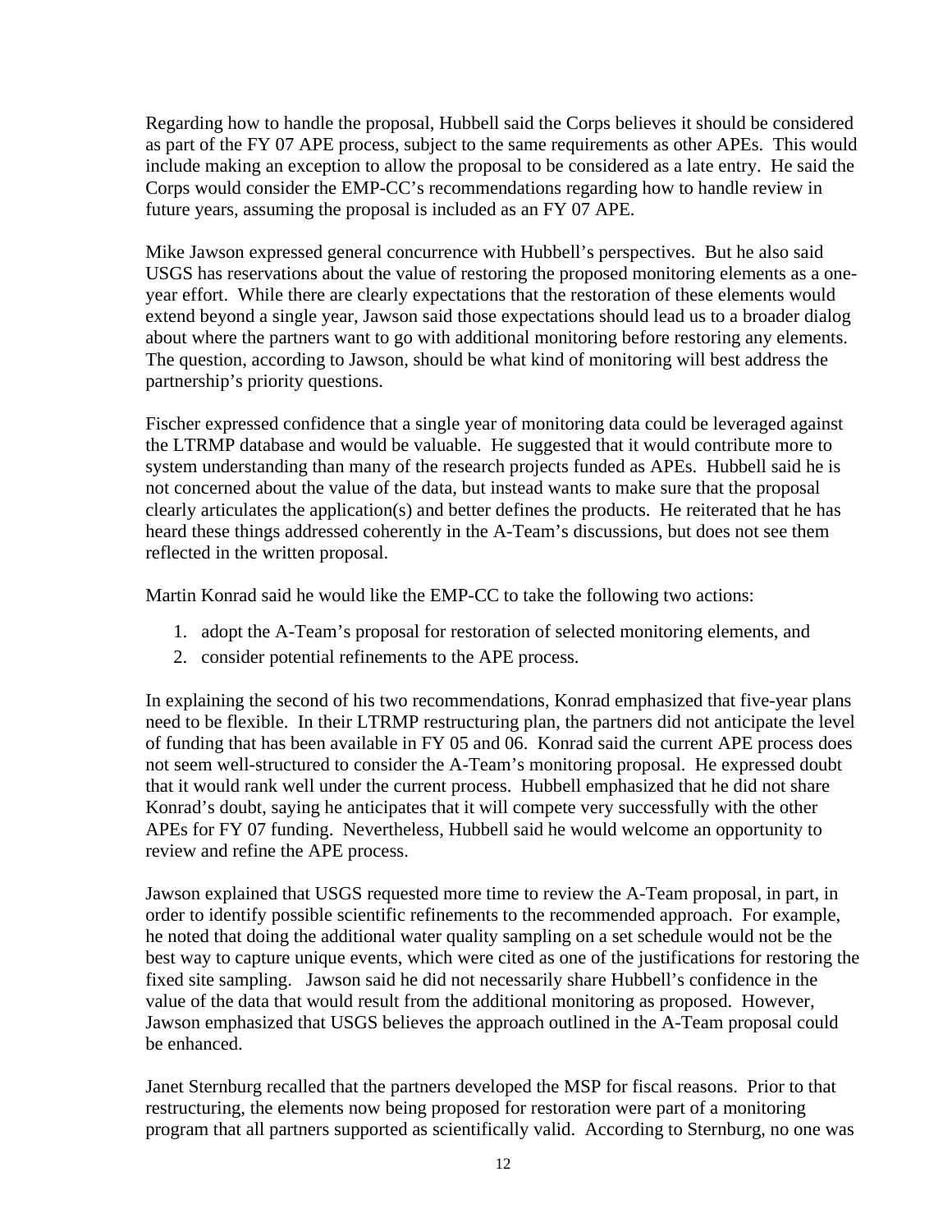Regarding how to handle the proposal, Hubbell said the Corps believes it should be considered as part of the FY 07 APE process, subject to the same requirements as other APEs. This would include making an exception to allow the proposal to be considered as a late entry. He said the Corps would consider the EMP-CC's recommendations regarding how to handle review in future years, assuming the proposal is included as an FY 07 APE.

Mike Jawson expressed general concurrence with Hubbell's perspectives. But he also said USGS has reservations about the value of restoring the proposed monitoring elements as a one-year effort. While there are clearly expectations that the restoration of these elements would extend beyond a single year, Jawson said those expectations should lead us to a broader dialog about where the partners want to go with additional monitoring before restoring any elements. The question, according to Jawson, should be what kind of monitoring will best address the partnership's priority questions.

Fischer expressed confidence that a single year of monitoring data could be leveraged against the LTRMP database and would be valuable. He suggested that it would contribute more to system understanding than many of the research projects funded as APEs. Hubbell said he is not concerned about the value of the data, but instead wants to make sure that the proposal clearly articulates the application(s) and better defines the products. He reiterated that he has heard these things addressed coherently in the A-Team's discussions, but does not see them reflected in the written proposal.

Martin Konrad said he would like the EMP-CC to take the following two actions:

1. adopt the A-Team's proposal for restoration of selected monitoring elements, and
2. consider potential refinements to the APE process.

In explaining the second of his two recommendations, Konrad emphasized that five-year plans need to be flexible. In their LTRMP restructuring plan, the partners did not anticipate the level of funding that has been available in FY 05 and 06. Konrad said the current APE process does not seem well-structured to consider the A-Team's monitoring proposal. He expressed doubt that it would rank well under the current process. Hubbell emphasized that he did not share Konrad's doubt, saying he anticipates that it will compete very successfully with the other APEs for FY 07 funding. Nevertheless, Hubbell said he would welcome an opportunity to review and refine the APE process.

Jawson explained that USGS requested more time to review the A-Team proposal, in part, in order to identify possible scientific refinements to the recommended approach. For example, he noted that doing the additional water quality sampling on a set schedule would not be the best way to capture unique events, which were cited as one of the justifications for restoring the fixed site sampling. Jawson said he did not necessarily share Hubbell's confidence in the value of the data that would result from the additional monitoring as proposed. However, Jawson emphasized that USGS believes the approach outlined in the A-Team proposal could be enhanced.

Janet Sternburg recalled that the partners developed the MSP for fiscal reasons. Prior to that restructuring, the elements now being proposed for restoration were part of a monitoring program that all partners supported as scientifically valid. According to Sternburg, no one was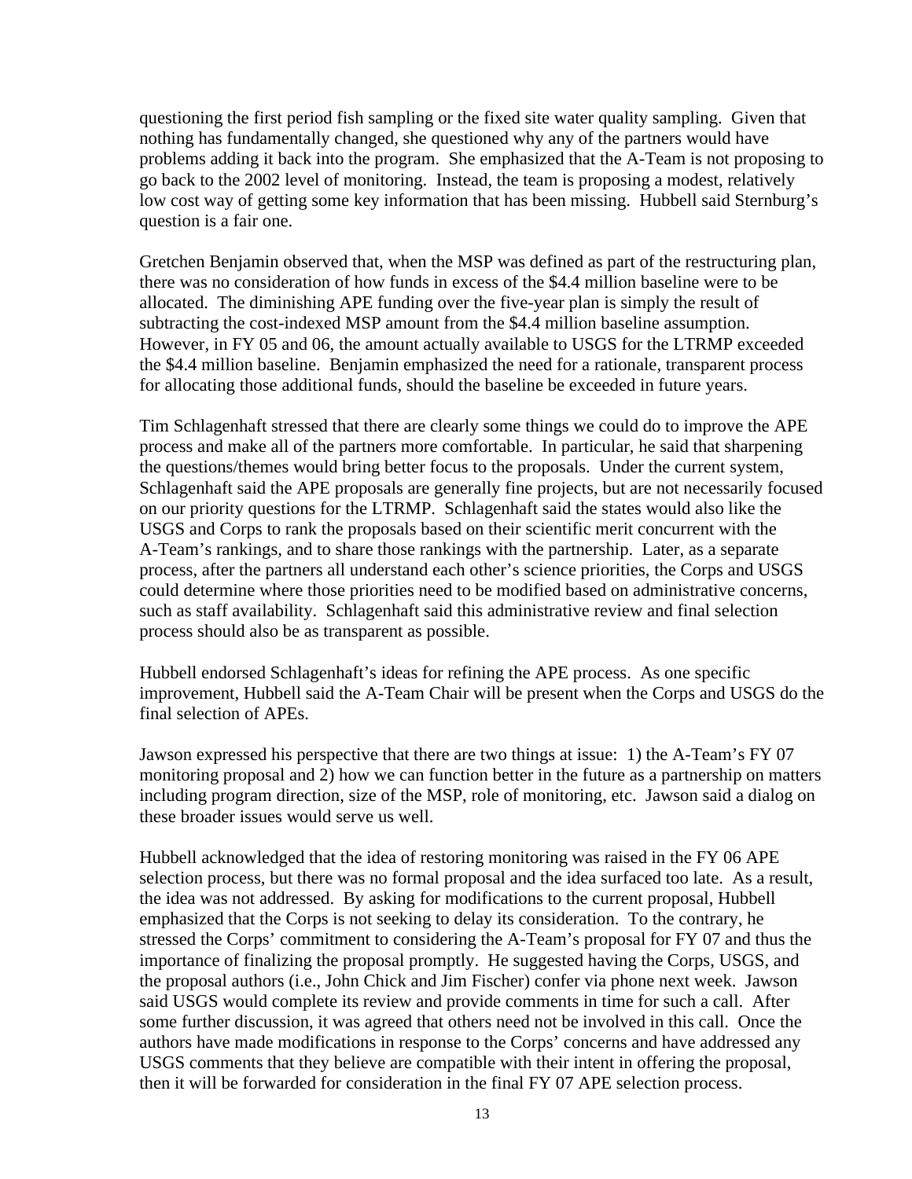questioning the first period fish sampling or the fixed site water quality sampling. Given that nothing has fundamentally changed, she questioned why any of the partners would have problems adding it back into the program. She emphasized that the A-Team is not proposing to go back to the 2002 level of monitoring. Instead, the team is proposing a modest, relatively low cost way of getting some key information that has been missing. Hubbell said Sternburg's question is a fair one.

Gretchen Benjamin observed that, when the MSP was defined as part of the restructuring plan, there was no consideration of how funds in excess of the $4.4 million baseline were to be allocated. The diminishing APE funding over the five-year plan is simply the result of subtracting the cost-indexed MSP amount from the $4.4 million baseline assumption. However, in FY 05 and 06, the amount actually available to USGS for the LTRMP exceeded the $4.4 million baseline. Benjamin emphasized the need for a rationale, transparent process for allocating those additional funds, should the baseline be exceeded in future years.

Tim Schlagenhaft stressed that there are clearly some things we could do to improve the APE process and make all of the partners more comfortable. In particular, he said that sharpening the questions/themes would bring better focus to the proposals. Under the current system, Schlagenhaft said the APE proposals are generally fine projects, but are not necessarily focused on our priority questions for the LTRMP. Schlagenhaft said the states would also like the USGS and Corps to rank the proposals based on their scientific merit concurrent with the A-Team's rankings, and to share those rankings with the partnership. Later, as a separate process, after the partners all understand each other's science priorities, the Corps and USGS could determine where those priorities need to be modified based on administrative concerns, such as staff availability. Schlagenhaft said this administrative review and final selection process should also be as transparent as possible.

Hubbell endorsed Schlagenhaft's ideas for refining the APE process. As one specific improvement, Hubbell said the A-Team Chair will be present when the Corps and USGS do the final selection of APEs.

Jawson expressed his perspective that there are two things at issue: 1) the A-Team's FY 07 monitoring proposal and 2) how we can function better in the future as a partnership on matters including program direction, size of the MSP, role of monitoring, etc. Jawson said a dialog on these broader issues would serve us well.

Hubbell acknowledged that the idea of restoring monitoring was raised in the FY 06 APE selection process, but there was no formal proposal and the idea surfaced too late. As a result, the idea was not addressed. By asking for modifications to the current proposal, Hubbell emphasized that the Corps is not seeking to delay its consideration. To the contrary, he stressed the Corps' commitment to considering the A-Team's proposal for FY 07 and thus the importance of finalizing the proposal promptly. He suggested having the Corps, USGS, and the proposal authors (i.e., John Chick and Jim Fischer) confer via phone next week. Jawson said USGS would complete its review and provide comments in time for such a call. After some further discussion, it was agreed that others need not be involved in this call. Once the authors have made modifications in response to the Corps' concerns and have addressed any USGS comments that they believe are compatible with their intent in offering the proposal, then it will be forwarded for consideration in the final FY 07 APE selection process.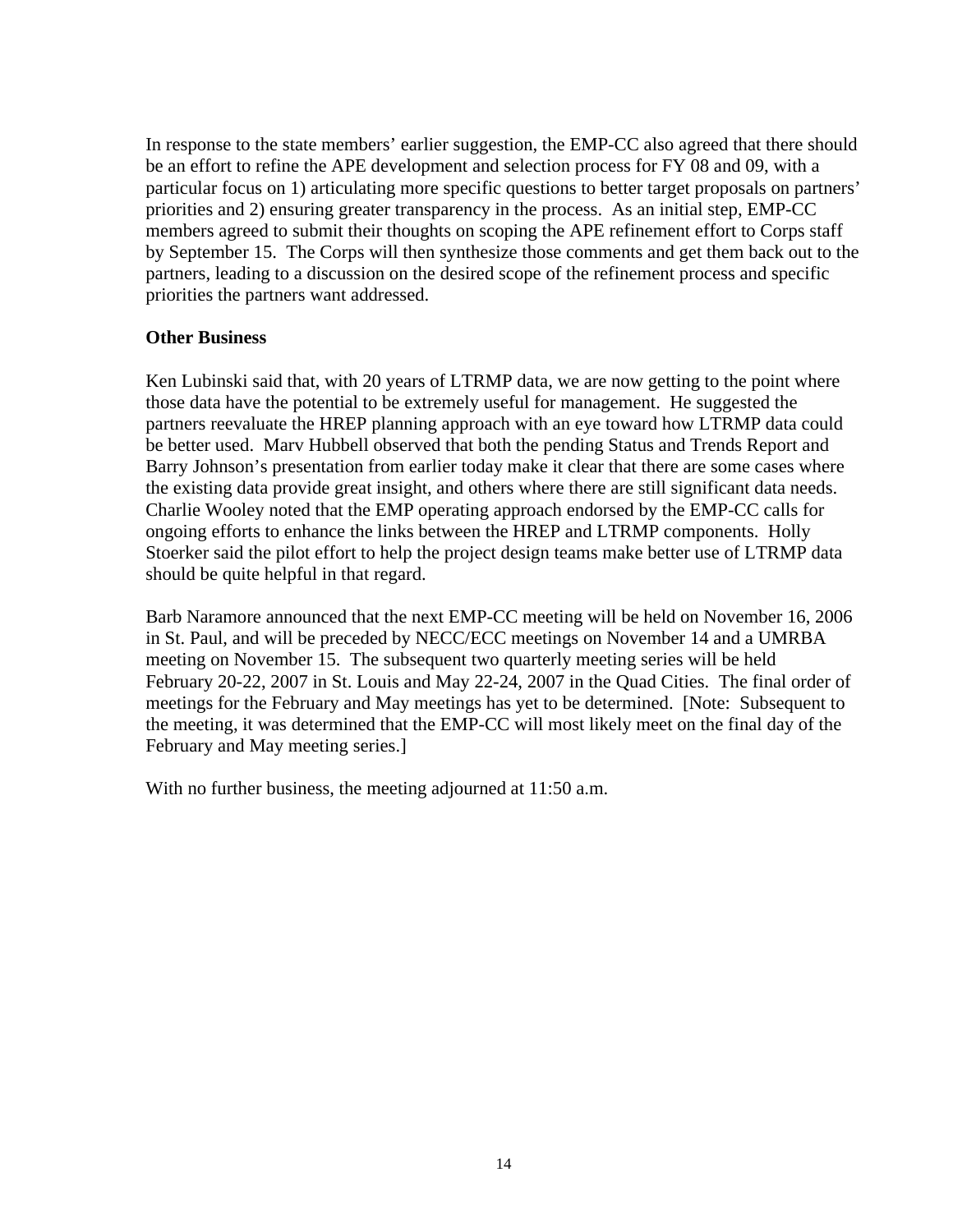In response to the state members' earlier suggestion, the EMP-CC also agreed that there should be an effort to refine the APE development and selection process for FY 08 and 09, with a particular focus on 1) articulating more specific questions to better target proposals on partners' priorities and 2) ensuring greater transparency in the process. As an initial step, EMP-CC members agreed to submit their thoughts on scoping the APE refinement effort to Corps staff by September 15. The Corps will then synthesize those comments and get them back out to the partners, leading to a discussion on the desired scope of the refinement process and specific priorities the partners want addressed.

**Other Business**

Ken Lubinski said that, with 20 years of LTRMP data, we are now getting to the point where those data have the potential to be extremely useful for management. He suggested the partners reevaluate the HREP planning approach with an eye toward how LTRMP data could be better used. Marv Hubbell observed that both the pending Status and Trends Report and Barry Johnson's presentation from earlier today make it clear that there are some cases where the existing data provide great insight, and others where there are still significant data needs. Charlie Wooley noted that the EMP operating approach endorsed by the EMP-CC calls for ongoing efforts to enhance the links between the HREP and LTRMP components. Holly Stoerker said the pilot effort to help the project design teams make better use of LTRMP data should be quite helpful in that regard.

Barb Naramore announced that the next EMP-CC meeting will be held on November 16, 2006 in St. Paul, and will be preceded by NECC/ECC meetings on November 14 and a UMRBA meeting on November 15. The subsequent two quarterly meeting series will be held February 20-22, 2007 in St. Louis and May 22-24, 2007 in the Quad Cities. The final order of meetings for the February and May meetings has yet to be determined. [Note: Subsequent to the meeting, it was determined that the EMP-CC will most likely meet on the final day of the February and May meeting series.]

With no further business, the meeting adjourned at 11:50 a.m.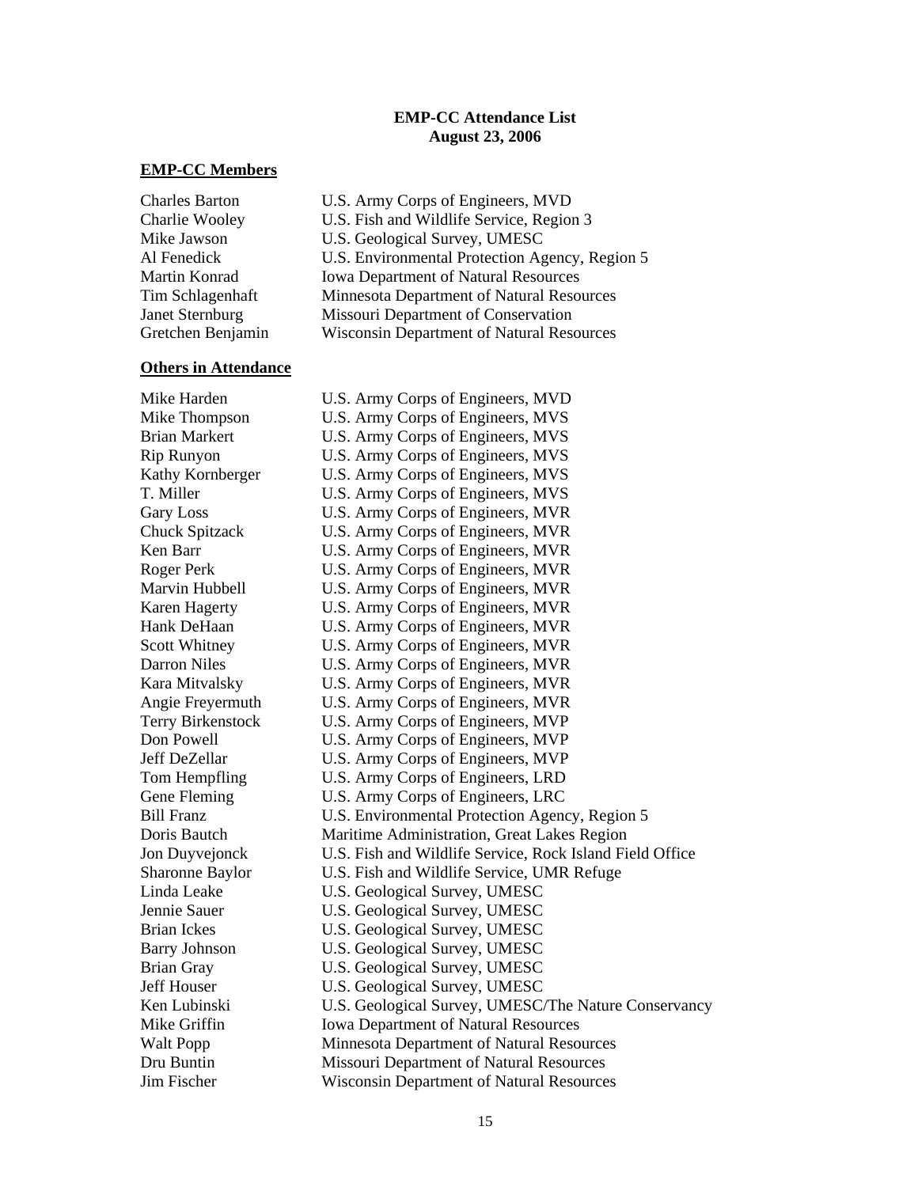**EMP-CC Attendance List**
**August 23, 2006**

**EMP-CC Members**

| | |
|---|---|
| Charles Barton | U.S. Army Corps of Engineers, MVD |
| Charlie Wooley | U.S. Fish and Wildlife Service, Region 3 |
| Mike Jawson | U.S. Geological Survey, UMESC |
| Al Fenedick | U.S. Environmental Protection Agency, Region 5 |
| Martin Konrad | Iowa Department of Natural Resources |
| Tim Schlagenhaft | Minnesota Department of Natural Resources |
| Janet Sternburg | Missouri Department of Conservation |
| Gretchen Benjamin | Wisconsin Department of Natural Resources |

**Others in Attendance**

| | |
|---|---|
| Mike Harden | U.S. Army Corps of Engineers, MVD |
| Mike Thompson | U.S. Army Corps of Engineers, MVS |
| Brian Markert | U.S. Army Corps of Engineers, MVS |
| Rip Runyon | U.S. Army Corps of Engineers, MVS |
| Kathy Kornberger | U.S. Army Corps of Engineers, MVS |
| T. Miller | U.S. Army Corps of Engineers, MVS |
| Gary Loss | U.S. Army Corps of Engineers, MVR |
| Chuck Spitzack | U.S. Army Corps of Engineers, MVR |
| Ken Barr | U.S. Army Corps of Engineers, MVR |
| Roger Perk | U.S. Army Corps of Engineers, MVR |
| Marvin Hubbell | U.S. Army Corps of Engineers, MVR |
| Karen Hagerty | U.S. Army Corps of Engineers, MVR |
| Hank DeHaan | U.S. Army Corps of Engineers, MVR |
| Scott Whitney | U.S. Army Corps of Engineers, MVR |
| Darron Niles | U.S. Army Corps of Engineers, MVR |
| Kara Mitvalsky | U.S. Army Corps of Engineers, MVR |
| Angie Freyermuth | U.S. Army Corps of Engineers, MVR |
| Terry Birkenstock | U.S. Army Corps of Engineers, MVP |
| Don Powell | U.S. Army Corps of Engineers, MVP |
| Jeff DeZellar | U.S. Army Corps of Engineers, MVP |
| Tom Hempfling | U.S. Army Corps of Engineers, LRD |
| Gene Fleming | U.S. Army Corps of Engineers, LRC |
| Bill Franz | U.S. Environmental Protection Agency, Region 5 |
| Doris Bautch | Maritime Administration, Great Lakes Region |
| Jon Duyvejonck | U.S. Fish and Wildlife Service, Rock Island Field Office |
| Sharonne Baylor | U.S. Fish and Wildlife Service, UMR Refuge |
| Linda Leake | U.S. Geological Survey, UMESC |
| Jennie Sauer | U.S. Geological Survey, UMESC |
| Brian Ickes | U.S. Geological Survey, UMESC |
| Barry Johnson | U.S. Geological Survey, UMESC |
| Brian Gray | U.S. Geological Survey, UMESC |
| Jeff Houser | U.S. Geological Survey, UMESC |
| Ken Lubinski | U.S. Geological Survey, UMESC/The Nature Conservancy |
| Mike Griffin | Iowa Department of Natural Resources |
| Walt Popp | Minnesota Department of Natural Resources |
| Dru Buntin | Missouri Department of Natural Resources |
| Jim Fischer | Wisconsin Department of Natural Resources |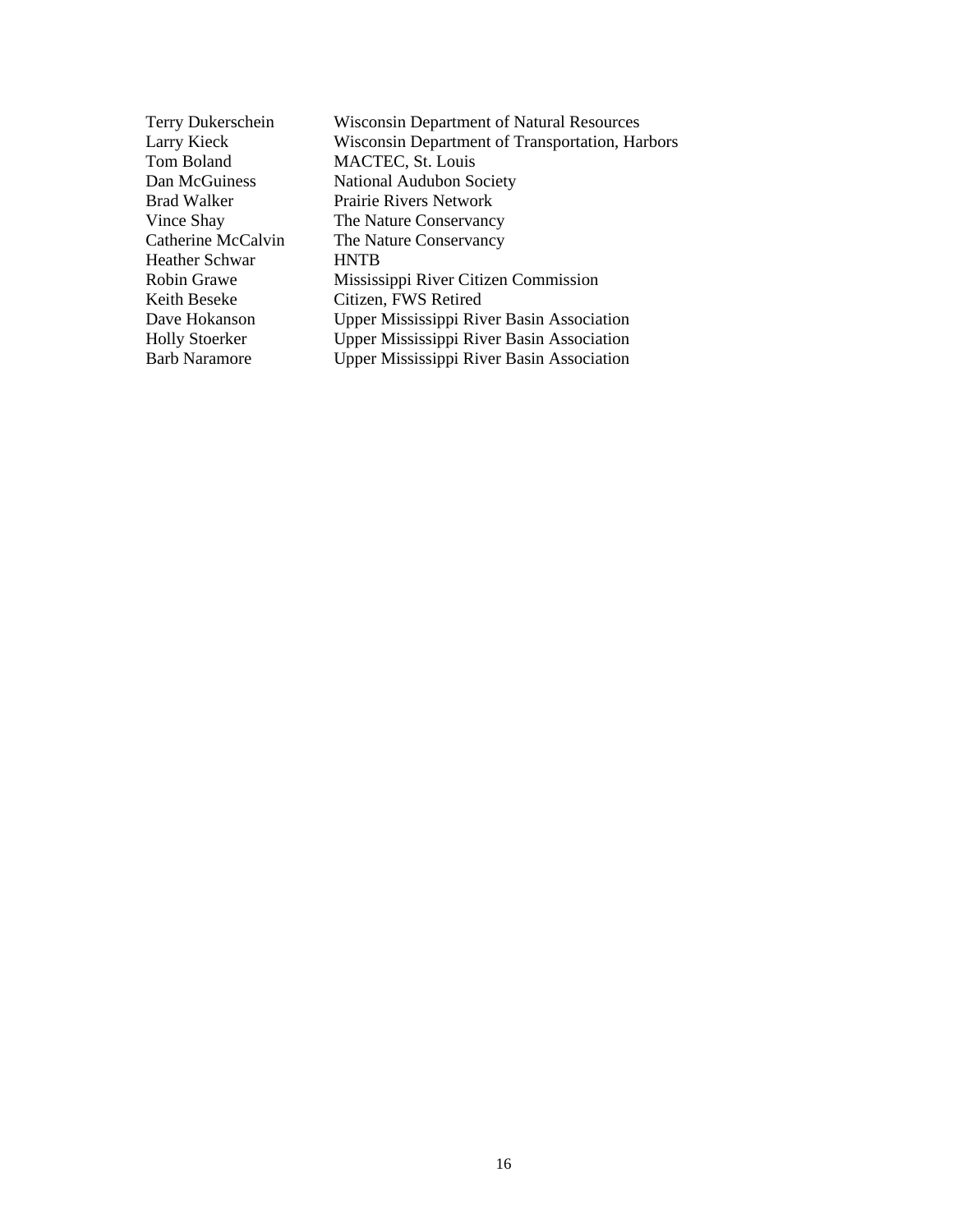| | |
|---|---|
| Terry Dukerschein | Wisconsin Department of Natural Resources |
| Larry Kieck | Wisconsin Department of Transportation, Harbors |
| Tom Boland | MACTEC, St. Louis |
| Dan McGuiness | National Audubon Society |
| Brad Walker | Prairie Rivers Network |
| Vince Shay | The Nature Conservancy |
| Catherine McCalvin | The Nature Conservancy |
| Heather Schwar | HNTB |
| Robin Grawe | Mississippi River Citizen Commission |
| Keith Beseke | Citizen, FWS Retired |
| Dave Hokanson | Upper Mississippi River Basin Association |
| Holly Stoerker | Upper Mississippi River Basin Association |
| Barb Naramore | Upper Mississippi River Basin Association |